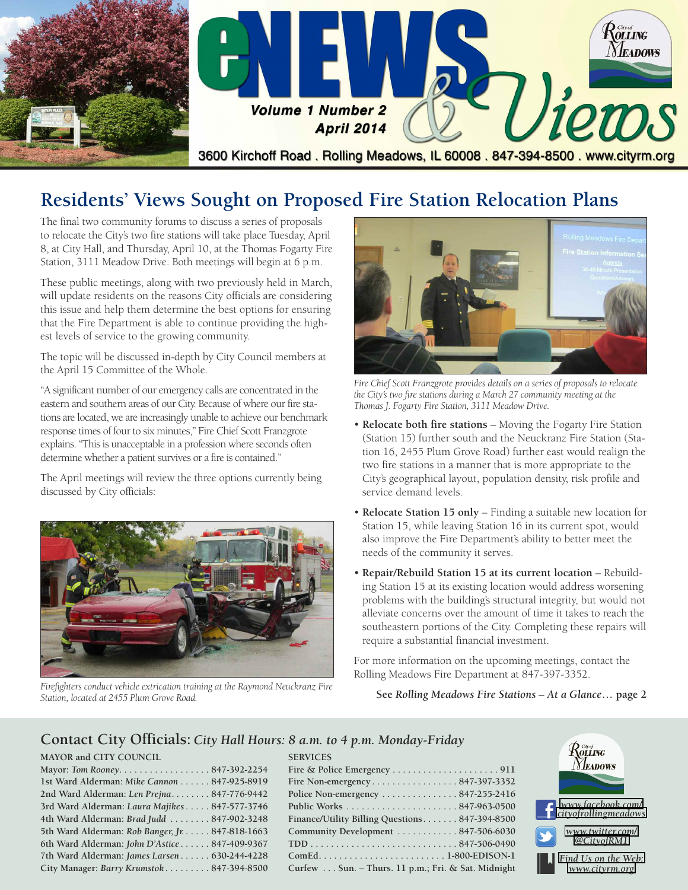# eNEWS & Views

**Volume 1 Number 2**
**April 2014**

3600 Kirchoff Road . Rolling Meadows, IL 60008 . 847-394-8500 . www.cityrm.org

## Residents' Views Sought on Proposed Fire Station Relocation Plans

The final two community forums to discuss a series of proposals to relocate the City's two fire stations will take place Tuesday, April 8, at City Hall, and Thursday, April 10, at the Thomas Fogarty Fire Station, 3111 Meadow Drive. Both meetings will begin at 6 p.m.

These public meetings, along with two previously held in March, will update residents on the reasons City officials are considering this issue and help them determine the best options for ensuring that the Fire Department is able to continue providing the highest levels of service to the growing community.

The topic will be discussed in-depth by City Council members at the April 15 Committee of the Whole.

"A significant number of our emergency calls are concentrated in the eastern and southern areas of our City. Because of where our fire stations are located, we are increasingly unable to achieve our benchmark response times of four to six minutes," Fire Chief Scott Franzgrote explains. "This is unacceptable in a profession where seconds often determine whether a patient survives or a fire is contained."

The April meetings will review the three options currently being discussed by City officials:

*Firefighters conduct vehicle extrication training at the Raymond Neuckranz Fire Station, located at 2455 Plum Grove Road.*

*Fire Chief Scott Franzgrote provides details on a series of proposals to relocate the City's two fire stations during a March 27 community meeting at the Thomas J. Fogarty Fire Station, 3111 Meadow Drive.*

- **Relocate both fire stations** – Moving the Fogarty Fire Station (Station 15) further south and the Neuckranz Fire Station (Station 16, 2455 Plum Grove Road) further east would realign the two fire stations in a manner that is more appropriate to the City's geographical layout, population density, risk profile and service demand levels.
- **Relocate Station 15 only** – Finding a suitable new location for Station 15, while leaving Station 16 in its current spot, would also improve the Fire Department's ability to better meet the needs of the community it serves.
- **Repair/Rebuild Station 15 at its current location** – Rebuilding Station 15 at its existing location would address worsening problems with the building's structural integrity, but would not alleviate concerns over the amount of time it takes to reach the southeastern portions of the City. Completing these repairs will require a substantial financial investment.

For more information on the upcoming meetings, contact the Rolling Meadows Fire Department at 847-397-3352.

**See *Rolling Meadows Fire Stations – At a Glance*… page 2**

## Contact City Officials: *City Hall Hours: 8 a.m. to 4 p.m. Monday-Friday*

**MAYOR and CITY COUNCIL**

| | |
|---|---|
| Mayor: *Tom Rooney* | 847-392-2254 |
| 1st Ward Alderman: *Mike Cannon* | 847-925-8919 |
| 2nd Ward Alderman: *Len Prejna* | 847-776-9442 |
| 3rd Ward Alderman: *Laura Majikes* | 847-577-3746 |
| 4th Ward Alderman: *Brad Judd* | 847-902-3248 |
| 5th Ward Alderman: *Rob Banger, Jr.* | 847-818-1663 |
| 6th Ward Alderman: *John D'Astice* | 847-409-9367 |
| 7th Ward Alderman: *James Larsen* | 630-244-4228 |
| City Manager: *Barry Krumstok* | 847-394-8500 |

**SERVICES**

| | |
|---|---|
| Fire & Police Emergency | 911 |
| Fire Non-emergency | 847-397-3352 |
| Police Non-emergency | 847-255-2416 |
| Public Works | 847-963-0500 |
| Finance/Utility Billing Questions | 847-394-8500 |
| Community Development | 847-506-6030 |
| TDD | 847-506-0490 |
| ComEd | 1-800-EDISON-1 |
| Curfew | Sun. – Thurs. 11 p.m.; Fri. & Sat. Midnight |

www.facebook.com/cityofrollingmeadows

www.twitter.com/@CityofRM1

Find Us on the Web: www.cityrm.org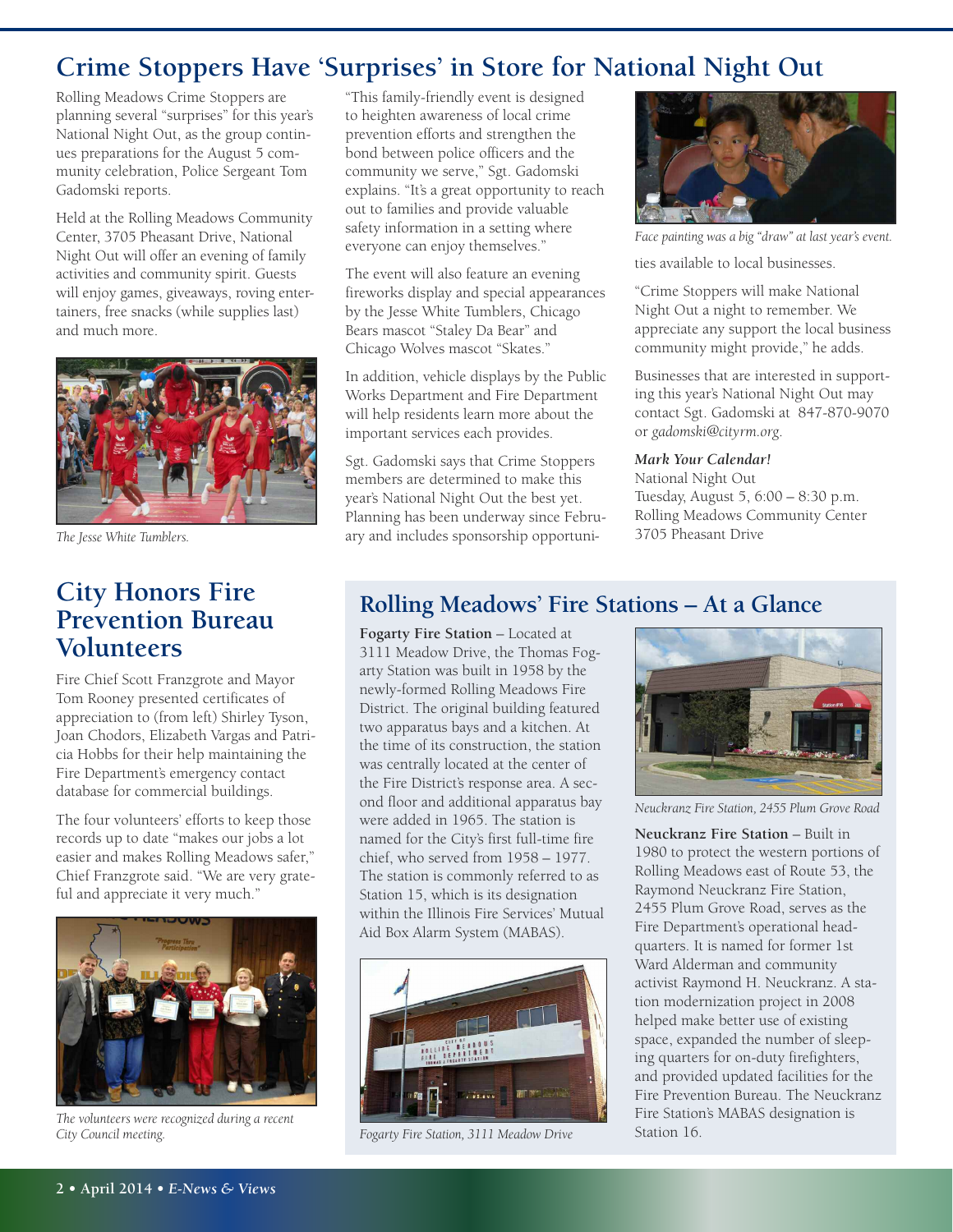# Crime Stoppers Have 'Surprises' in Store for National Night Out

Rolling Meadows Crime Stoppers are planning several "surprises" for this year's National Night Out, as the group continues preparations for the August 5 community celebration, Police Sergeant Tom Gadomski reports.

Held at the Rolling Meadows Community Center, 3705 Pheasant Drive, National Night Out will offer an evening of family activities and community spirit. Guests will enjoy games, giveaways, roving entertainers, free snacks (while supplies last) and much more.

*The Jesse White Tumblers.*

"This family-friendly event is designed to heighten awareness of local crime prevention efforts and strengthen the bond between police officers and the community we serve," Sgt. Gadomski explains. "It's a great opportunity to reach out to families and provide valuable safety information in a setting where everyone can enjoy themselves."

The event will also feature an evening fireworks display and special appearances by the Jesse White Tumblers, Chicago Bears mascot "Staley Da Bear" and Chicago Wolves mascot "Skates."

In addition, vehicle displays by the Public Works Department and Fire Department will help residents learn more about the important services each provides.

Sgt. Gadomski says that Crime Stoppers members are determined to make this year's National Night Out the best yet. Planning has been underway since February and includes sponsorship opportunities available to local businesses.

*Face painting was a big "draw" at last year's event.*

"Crime Stoppers will make National Night Out a night to remember. We appreciate any support the local business community might provide," he adds.

Businesses that are interested in supporting this year's National Night Out may contact Sgt. Gadomski at 847-870-9070 or *gadomski@cityrm.org*.

***Mark Your Calendar!***
National Night Out
Tuesday, August 5, 6:00 – 8:30 p.m.
Rolling Meadows Community Center
3705 Pheasant Drive

# City Honors Fire Prevention Bureau Volunteers

Fire Chief Scott Franzgrote and Mayor Tom Rooney presented certificates of appreciation to (from left) Shirley Tyson, Joan Chodors, Elizabeth Vargas and Patricia Hobbs for their help maintaining the Fire Department's emergency contact database for commercial buildings.

The four volunteers' efforts to keep those records up to date "makes our jobs a lot easier and makes Rolling Meadows safer," Chief Franzgrote said. "We are very grateful and appreciate it very much."

*The volunteers were recognized during a recent City Council meeting.*

## Rolling Meadows' Fire Stations – At a Glance

**Fogarty Fire Station** – Located at 3111 Meadow Drive, the Thomas Fogarty Station was built in 1958 by the newly-formed Rolling Meadows Fire District. The original building featured two apparatus bays and a kitchen. At the time of its construction, the station was centrally located at the center of the Fire District's response area. A second floor and additional apparatus bay were added in 1965. The station is named for the City's first full-time fire chief, who served from 1958 – 1977. The station is commonly referred to as Station 15, which is its designation within the Illinois Fire Services' Mutual Aid Box Alarm System (MABAS).

*Fogarty Fire Station, 3111 Meadow Drive*

*Neuckranz Fire Station, 2455 Plum Grove Road*

**Neuckranz Fire Station** – Built in 1980 to protect the western portions of Rolling Meadows east of Route 53, the Raymond Neuckranz Fire Station, 2455 Plum Grove Road, serves as the Fire Department's operational headquarters. It is named for former 1st Ward Alderman and community activist Raymond H. Neuckranz. A station modernization project in 2008 helped make better use of existing space, expanded the number of sleeping quarters for on-duty firefighters, and provided updated facilities for the Fire Prevention Bureau. The Neuckranz Fire Station's MABAS designation is Station 16.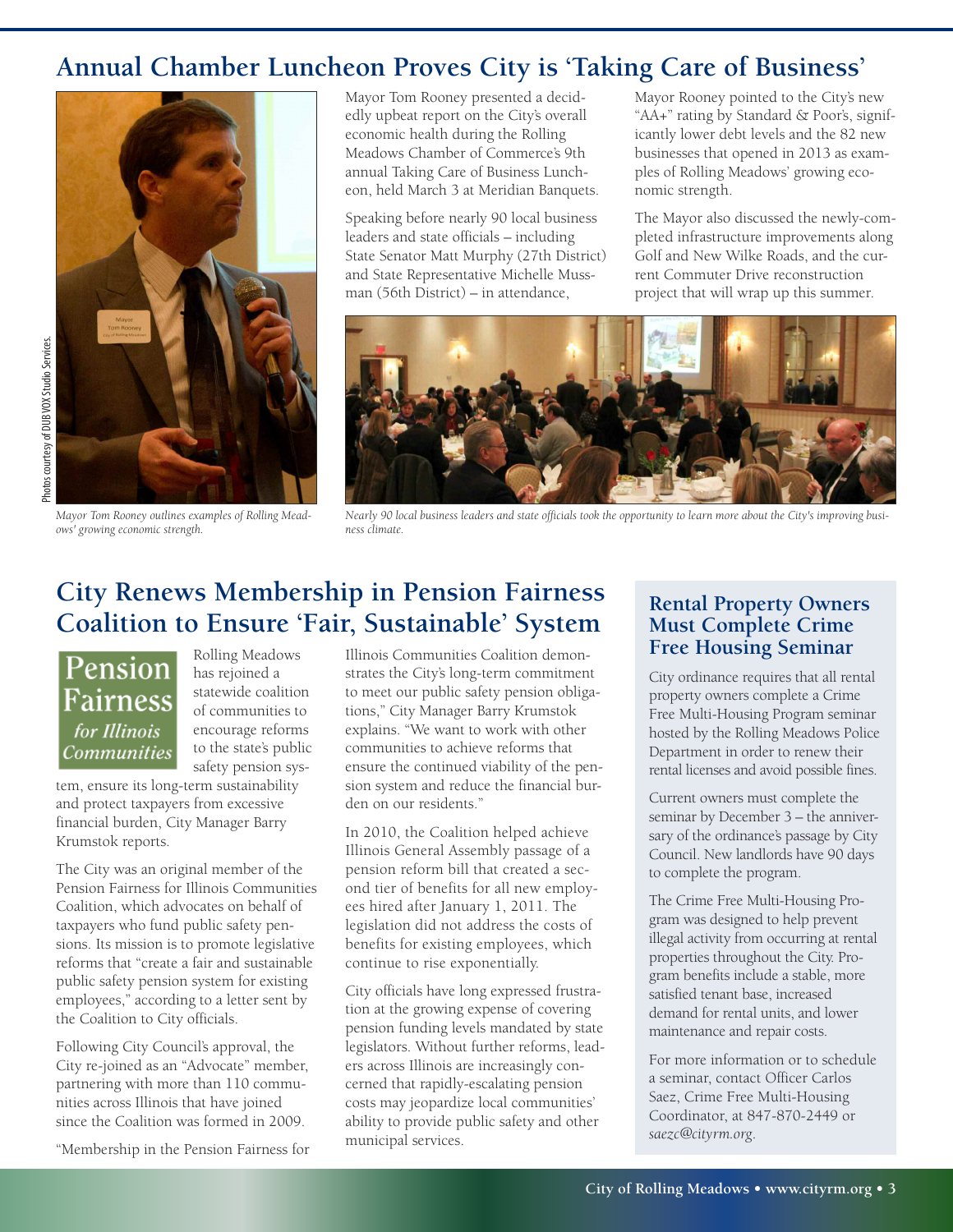# Annual Chamber Luncheon Proves City is 'Taking Care of Business'

Photos courtesy of DUB VOX Studio Services.

*Mayor Tom Rooney outlines examples of Rolling Meadows' growing economic strength.*

Mayor Tom Rooney presented a decidedly upbeat report on the City's overall economic health during the Rolling Meadows Chamber of Commerce's 9th annual Taking Care of Business Luncheon, held March 3 at Meridian Banquets.

Speaking before nearly 90 local business leaders and state officials – including State Senator Matt Murphy (27th District) and State Representative Michelle Mussman (56th District) – in attendance,

Mayor Rooney pointed to the City's new "AA+" rating by Standard & Poor's, significantly lower debt levels and the 82 new businesses that opened in 2013 as examples of Rolling Meadows' growing economic strength.

The Mayor also discussed the newly-completed infrastructure improvements along Golf and New Wilke Roads, and the current Commuter Drive reconstruction project that will wrap up this summer.

*Nearly 90 local business leaders and state officials took the opportunity to learn more about the City's improving business climate.*

## City Renews Membership in Pension Fairness Coalition to Ensure 'Fair, Sustainable' System

Pension Fairness *for Illinois Communities*

Rolling Meadows has rejoined a statewide coalition of communities to encourage reforms to the state's public safety pension system, ensure its long-term sustainability and protect taxpayers from excessive financial burden, City Manager Barry Krumstok reports.

The City was an original member of the Pension Fairness for Illinois Communities Coalition, which advocates on behalf of taxpayers who fund public safety pensions. Its mission is to promote legislative reforms that "create a fair and sustainable public safety pension system for existing employees," according to a letter sent by the Coalition to City officials.

Following City Council's approval, the City re-joined as an "Advocate" member, partnering with more than 110 communities across Illinois that have joined since the Coalition was formed in 2009.

"Membership in the Pension Fairness for Illinois Communities Coalition demonstrates the City's long-term commitment to meet our public safety pension obligations," City Manager Barry Krumstok explains. "We want to work with other communities to achieve reforms that ensure the continued viability of the pension system and reduce the financial burden on our residents."

In 2010, the Coalition helped achieve Illinois General Assembly passage of a pension reform bill that created a second tier of benefits for all new employees hired after January 1, 2011. The legislation did not address the costs of benefits for existing employees, which continue to rise exponentially.

City officials have long expressed frustration at the growing expense of covering pension funding levels mandated by state legislators. Without further reforms, leaders across Illinois are increasingly concerned that rapidly-escalating pension costs may jeopardize local communities' ability to provide public safety and other municipal services.

## Rental Property Owners Must Complete Crime Free Housing Seminar

City ordinance requires that all rental property owners complete a Crime Free Multi-Housing Program seminar hosted by the Rolling Meadows Police Department in order to renew their rental licenses and avoid possible fines.

Current owners must complete the seminar by December 3 – the anniversary of the ordinance's passage by City Council. New landlords have 90 days to complete the program.

The Crime Free Multi-Housing Program was designed to help prevent illegal activity from occurring at rental properties throughout the City. Program benefits include a stable, more satisfied tenant base, increased demand for rental units, and lower maintenance and repair costs.

For more information or to schedule a seminar, contact Officer Carlos Saez, Crime Free Multi-Housing Coordinator, at 847-870-2449 or *saezc@cityrm.org*.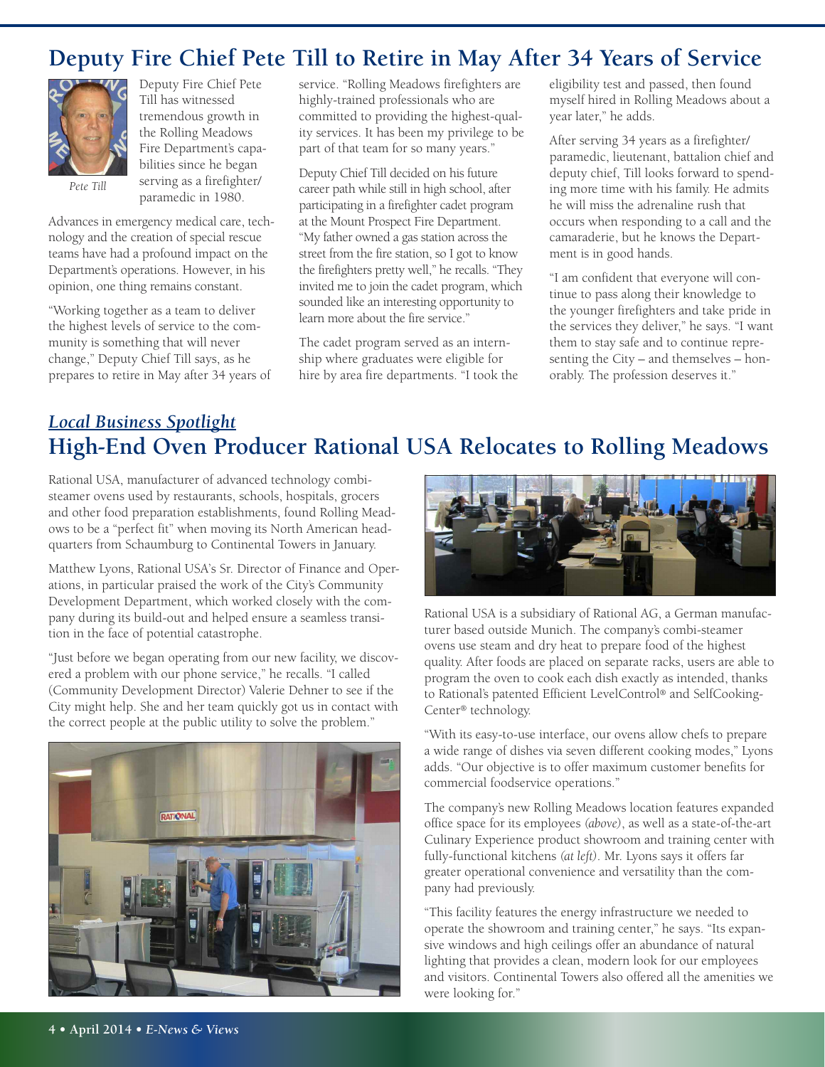# Deputy Fire Chief Pete Till to Retire in May After 34 Years of Service

*Pete Till*

Deputy Fire Chief Pete Till has witnessed tremendous growth in the Rolling Meadows Fire Department's capabilities since he began serving as a firefighter/paramedic in 1980.

Advances in emergency medical care, technology and the creation of special rescue teams have had a profound impact on the Department's operations. However, in his opinion, one thing remains constant.

"Working together as a team to deliver the highest levels of service to the community is something that will never change," Deputy Chief Till says, as he prepares to retire in May after 34 years of service. "Rolling Meadows firefighters are highly-trained professionals who are committed to providing the highest-quality services. It has been my privilege to be part of that team for so many years."

Deputy Chief Till decided on his future career path while still in high school, after participating in a firefighter cadet program at the Mount Prospect Fire Department. "My father owned a gas station across the street from the fire station, so I got to know the firefighters pretty well," he recalls. "They invited me to join the cadet program, which sounded like an interesting opportunity to learn more about the fire service."

The cadet program served as an internship where graduates were eligible for hire by area fire departments. "I took the eligibility test and passed, then found myself hired in Rolling Meadows about a year later," he adds.

After serving 34 years as a firefighter/paramedic, lieutenant, battalion chief and deputy chief, Till looks forward to spending more time with his family. He admits he will miss the adrenaline rush that occurs when responding to a call and the camaraderie, but he knows the Department is in good hands.

"I am confident that everyone will continue to pass along their knowledge to the younger firefighters and take pride in the services they deliver," he says. "I want them to stay safe and to continue representing the City – and themselves – honorably. The profession deserves it."

## *Local Business Spotlight*

# High-End Oven Producer Rational USA Relocates to Rolling Meadows

Rational USA, manufacturer of advanced technology combi-steamer ovens used by restaurants, schools, hospitals, grocers and other food preparation establishments, found Rolling Meadows to be a "perfect fit" when moving its North American headquarters from Schaumburg to Continental Towers in January.

Matthew Lyons, Rational USA's Sr. Director of Finance and Operations, in particular praised the work of the City's Community Development Department, which worked closely with the company during its build-out and helped ensure a seamless transition in the face of potential catastrophe.

"Just before we began operating from our new facility, we discovered a problem with our phone service," he recalls. "I called (Community Development Director) Valerie Dehner to see if the City might help. She and her team quickly got us in contact with the correct people at the public utility to solve the problem."

Rational USA is a subsidiary of Rational AG, a German manufacturer based outside Munich. The company's combi-steamer ovens use steam and dry heat to prepare food of the highest quality. After foods are placed on separate racks, users are able to program the oven to cook each dish exactly as intended, thanks to Rational's patented Efficient LevelControl® and SelfCookingCenter® technology.

"With its easy-to-use interface, our ovens allow chefs to prepare a wide range of dishes via seven different cooking modes," Lyons adds. "Our objective is to offer maximum customer benefits for commercial foodservice operations."

The company's new Rolling Meadows location features expanded office space for its employees *(above)*, as well as a state-of-the-art Culinary Experience product showroom and training center with fully-functional kitchens *(at left)*. Mr. Lyons says it offers far greater operational convenience and versatility than the company had previously.

"This facility features the energy infrastructure we needed to operate the showroom and training center," he says. "Its expansive windows and high ceilings offer an abundance of natural lighting that provides a clean, modern look for our employees and visitors. Continental Towers also offered all the amenities we were looking for."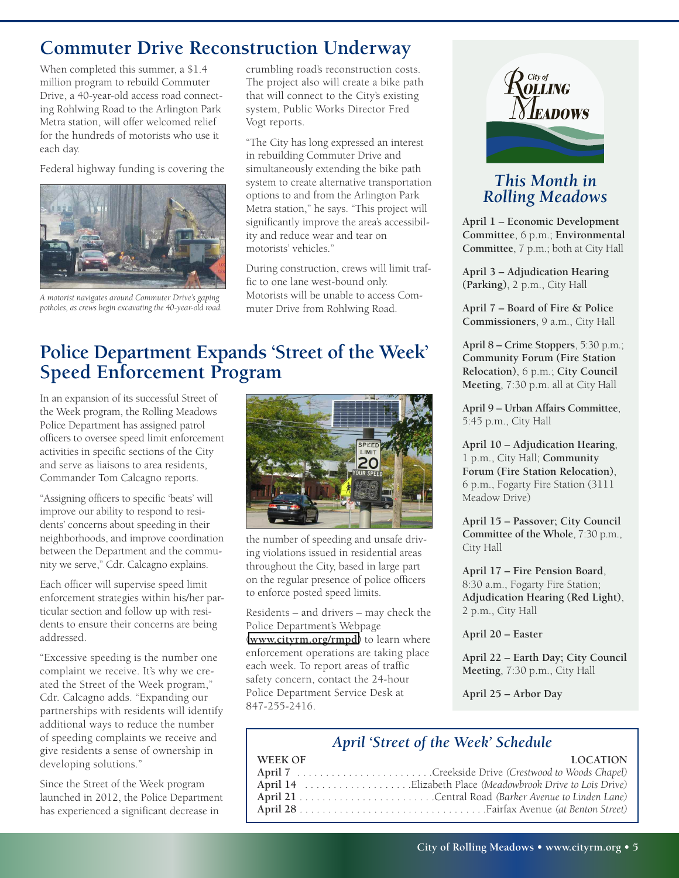## Commuter Drive Reconstruction Underway

When completed this summer, a $1.4 million program to rebuild Commuter Drive, a 40-year-old access road connecting Rohlwing Road to the Arlington Park Metra station, will offer welcomed relief for the hundreds of motorists who use it each day.

Federal highway funding is covering the crumbling road's reconstruction costs. The project also will create a bike path that will connect to the City's existing system, Public Works Director Fred Vogt reports.

*A motorist navigates around Commuter Drive's gaping potholes, as crews begin excavating the 40-year-old road.*

"The City has long expressed an interest in rebuilding Commuter Drive and simultaneously extending the bike path system to create alternative transportation options to and from the Arlington Park Metra station," he says. "This project will significantly improve the area's accessibility and reduce wear and tear on motorists' vehicles."

During construction, crews will limit traffic to one lane west-bound only. Motorists will be unable to access Commuter Drive from Rohlwing Road.

## Police Department Expands 'Street of the Week' Speed Enforcement Program

In an expansion of its successful Street of the Week program, the Rolling Meadows Police Department has assigned patrol officers to oversee speed limit enforcement activities in specific sections of the City and serve as liaisons to area residents, Commander Tom Calcagno reports.

"Assigning officers to specific 'beats' will improve our ability to respond to residents' concerns about speeding in their neighborhoods, and improve coordination between the Department and the community we serve," Cdr. Calcagno explains.

Each officer will supervise speed limit enforcement strategies within his/her particular section and follow up with residents to ensure their concerns are being addressed.

"Excessive speeding is the number one complaint we receive. It's why we created the Street of the Week program," Cdr. Calcagno adds. "Expanding our partnerships with residents will identify additional ways to reduce the number of speeding complaints we receive and give residents a sense of ownership in developing solutions."

Since the Street of the Week program launched in 2012, the Police Department has experienced a significant decrease in the number of speeding and unsafe driving violations issued in residential areas throughout the City, based in large part on the regular presence of police officers to enforce posted speed limits.

Residents – and drivers – may check the Police Department's Webpage (www.cityrm.org/rmpd) to learn where enforcement operations are taking place each week. To report areas of traffic safety concern, contact the 24-hour Police Department Service Desk at 847-255-2416.

### *April 'Street of the Week' Schedule*

| WEEK OF | LOCATION |
|---|---|
| **April 7** | Creekside Drive *(Crestwood to Woods Chapel)* |
| **April 14** | Elizabeth Place *(Meadowbrook Drive to Lois Drive)* |
| **April 21** | Central Road *(Barker Avenue to Linden Lane)* |
| **April 28** | Fairfax Avenue *(at Benton Street)* |

City of Rolling Meadows

### *This Month in Rolling Meadows*

**April 1 – Economic Development Committee**, 6 p.m.; **Environmental Committee**, 7 p.m.; both at City Hall

**April 3 – Adjudication Hearing (Parking)**, 2 p.m., City Hall

**April 7 – Board of Fire & Police Commissioners**, 9 a.m., City Hall

**April 8 – Crime Stoppers**, 5:30 p.m.; **Community Forum (Fire Station Relocation)**, 6 p.m.; **City Council Meeting**, 7:30 p.m. all at City Hall

**April 9 – Urban Affairs Committee**, 5:45 p.m., City Hall

**April 10 – Adjudication Hearing**, 1 p.m., City Hall; **Community Forum (Fire Station Relocation)**, 6 p.m., Fogarty Fire Station (3111 Meadow Drive)

**April 15 – Passover; City Council Committee of the Whole**, 7:30 p.m., City Hall

**April 17 – Fire Pension Board**, 8:30 a.m., Fogarty Fire Station; **Adjudication Hearing (Red Light)**, 2 p.m., City Hall

**April 20 – Easter**

**April 22 – Earth Day; City Council Meeting**, 7:30 p.m., City Hall

**April 25 – Arbor Day**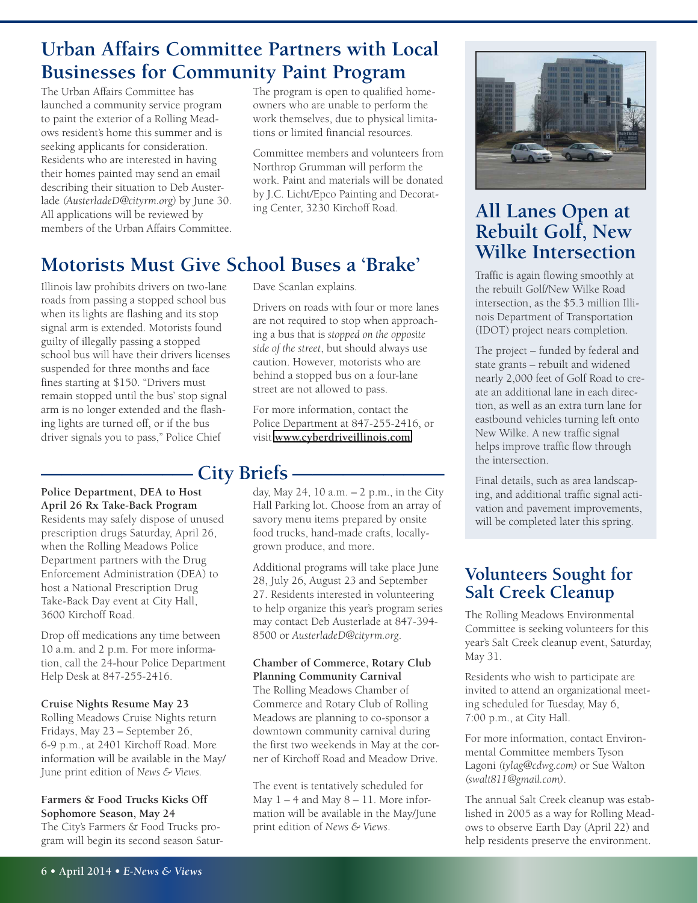## Urban Affairs Committee Partners with Local Businesses for Community Paint Program

The Urban Affairs Committee has launched a community service program to paint the exterior of a Rolling Meadows resident's home this summer and is seeking applicants for consideration. Residents who are interested in having their homes painted may send an email describing their situation to Deb Austerlade *(AusterladeD@cityrm.org)* by June 30. All applications will be reviewed by members of the Urban Affairs Committee.

The program is open to qualified homeowners who are unable to perform the work themselves, due to physical limitations or limited financial resources.

Committee members and volunteers from Northrop Grumman will perform the work. Paint and materials will be donated by J.C. Licht/Epco Painting and Decorating Center, 3230 Kirchoff Road.

## Motorists Must Give School Buses a 'Brake'

Illinois law prohibits drivers on two-lane roads from passing a stopped school bus when its lights are flashing and its stop signal arm is extended. Motorists found guilty of illegally passing a stopped school bus will have their drivers licenses suspended for three months and face fines starting at $150. "Drivers must remain stopped until the bus' stop signal arm is no longer extended and the flashing lights are turned off, or if the bus driver signals you to pass," Police Chief Dave Scanlan explains.

Drivers on roads with four or more lanes are not required to stop when approaching a bus that is *stopped on the opposite side of the street*, but should always use caution. However, motorists who are behind a stopped bus on a four-lane street are not allowed to pass.

For more information, contact the Police Department at 847-255-2416, or visit **www.cyberdriveillinois.com**

## City Briefs

**Police Department, DEA to Host April 26 Rx Take-Back Program**

Residents may safely dispose of unused prescription drugs Saturday, April 26, when the Rolling Meadows Police Department partners with the Drug Enforcement Administration (DEA) to host a National Prescription Drug Take-Back Day event at City Hall, 3600 Kirchoff Road.

Drop off medications any time between 10 a.m. and 2 p.m. For more information, call the 24-hour Police Department Help Desk at 847-255-2416.

**Cruise Nights Resume May 23**

Rolling Meadows Cruise Nights return Fridays, May 23 – September 26, 6-9 p.m., at 2401 Kirchoff Road. More information will be available in the May/June print edition of *News & Views*.

**Farmers & Food Trucks Kicks Off Sophomore Season, May 24**

The City's Farmers & Food Trucks program will begin its second season Saturday, May 24, 10 a.m. – 2 p.m., in the City Hall Parking lot. Choose from an array of savory menu items prepared by onsite food trucks, hand-made crafts, locally-grown produce, and more.

Additional programs will take place June 28, July 26, August 23 and September 27. Residents interested in volunteering to help organize this year's program series may contact Deb Austerlade at 847-394-8500 or *AusterladeD@cityrm.org*.

**Chamber of Commerce, Rotary Club Planning Community Carnival**

The Rolling Meadows Chamber of Commerce and Rotary Club of Rolling Meadows are planning to co-sponsor a downtown community carnival during the first two weekends in May at the corner of Kirchoff Road and Meadow Drive.

The event is tentatively scheduled for May 1 – 4 and May 8 – 11. More information will be available in the May/June print edition of *News & Views*.

## All Lanes Open at Rebuilt Golf, New Wilke Intersection

Traffic is again flowing smoothly at the rebuilt Golf/New Wilke Road intersection, as the $5.3 million Illinois Department of Transportation (IDOT) project nears completion.

The project – funded by federal and state grants – rebuilt and widened nearly 2,000 feet of Golf Road to create an additional lane in each direction, as well as an extra turn lane for eastbound vehicles turning left onto New Wilke. A new traffic signal helps improve traffic flow through the intersection.

Final details, such as area landscaping, and additional traffic signal activation and pavement improvements, will be completed later this spring.

## Volunteers Sought for Salt Creek Cleanup

The Rolling Meadows Environmental Committee is seeking volunteers for this year's Salt Creek cleanup event, Saturday, May 31.

Residents who wish to participate are invited to attend an organizational meeting scheduled for Tuesday, May 6, 7:00 p.m., at City Hall.

For more information, contact Environmental Committee members Tyson Lagoni *(tylag@cdwg.com)* or Sue Walton *(swalt811@gmail.com)*.

The annual Salt Creek cleanup was established in 2005 as a way for Rolling Meadows to observe Earth Day (April 22) and help residents preserve the environment.